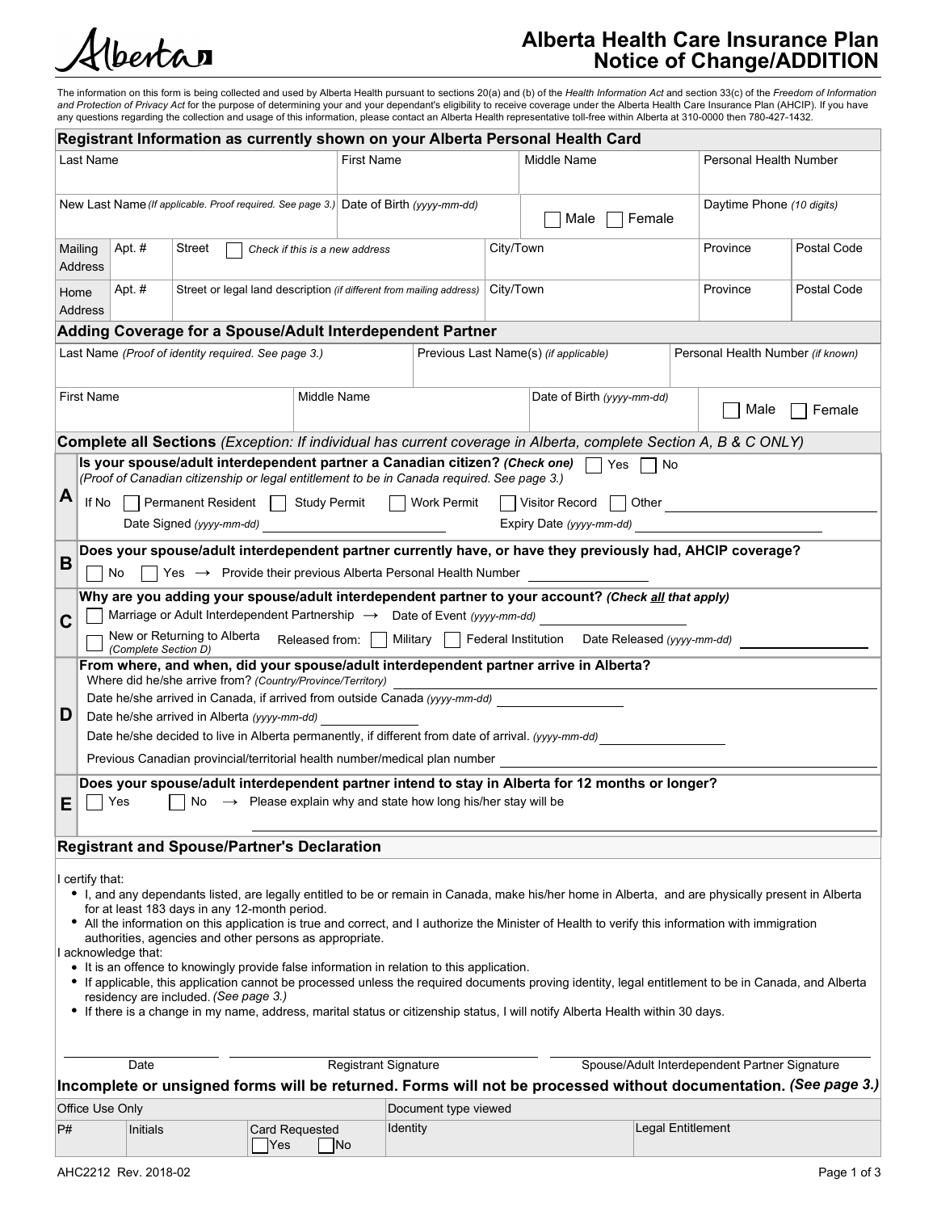Alberta

# Alberta Health Care Insurance Plan Notice of Change/ADDITION

The information on this form is being collected and used by Alberta Health pursuant to sections 20(a) and (b) of the *Health Information Act* and section 33(c) of the *Freedom of Information and Protection of Privacy Act* for the purpose of determining your and your dependant's eligibility to receive coverage under the Alberta Health Care Insurance Plan (AHCIP). If you have any questions regarding the collection and usage of this information, please contact an Alberta Health representative toll-free within Alberta at 310-0000 then 780-427-1432.

## Registrant Information as currently shown on your Alberta Personal Health Card

| Last Name | First Name | Middle Name | Personal Health Number |
|---|---|---|---|
| | | | |

| New Last Name *(If applicable. Proof required. See page 3.)* | Date of Birth *(yyyy-mm-dd)* | ☐ Male ☐ Female | Daytime Phone *(10 digits)* |
|---|---|---|---|
| | | | |

| | Apt. # | Street ☐ *Check if this is a new address* | City/Town | Province | Postal Code |
|---|---|---|---|---|---|
| Mailing Address | | | | | |

| | Apt. # | Street or legal land description *(if different from mailing address)* | City/Town | Province | Postal Code |
|---|---|---|---|---|---|
| Home Address | | | | | |

## Adding Coverage for a Spouse/Adult Interdependent Partner

| Last Name *(Proof of identity required. See page 3.)* | Previous Last Name(s) *(if applicable)* | Personal Health Number *(if known)* |
|---|---|---|
| | | |

| First Name | Middle Name | Date of Birth *(yyyy-mm-dd)* | ☐ Male ☐ Female |
|---|---|---|---|
| | | | |

**Complete all Sections** *(Exception: If individual has current coverage in Alberta, complete Section A, B & C ONLY)*

**A** **Is your spouse/adult interdependent partner a Canadian citizen?** ***(Check one)*** ☐ Yes ☐ No
*(Proof of Canadian citizenship or legal entitlement to be in Canada required. See page 3.)*

If No ☐ Permanent Resident ☐ Study Permit ☐ Work Permit ☐ Visitor Record ☐ Other ____________

Date Signed *(yyyy-mm-dd)* ____________ Expiry Date *(yyyy-mm-dd)* ____________

**B** **Does your spouse/adult interdependent partner currently have, or have they previously had, AHCIP coverage?**

☐ No ☐ Yes → Provide their previous Alberta Personal Health Number ____________

**C** **Why are you adding your spouse/adult interdependent partner to your account?** ***(Check all that apply)***

☐ Marriage or Adult Interdependent Partnership → Date of Event *(yyyy-mm-dd)* ____________

☐ New or Returning to Alberta *(Complete Section D)* Released from: ☐ Military ☐ Federal Institution Date Released *(yyyy-mm-dd)* ____________

**D** **From where, and when, did your spouse/adult interdependent partner arrive in Alberta?**

Where did he/she arrive from? *(Country/Province/Territory)* ____________

Date he/she arrived in Canada, if arrived from outside Canada *(yyyy-mm-dd)* ____________

Date he/she arrived in Alberta *(yyyy-mm-dd)* ____________

Date he/she decided to live in Alberta permanently, if different from date of arrival. *(yyyy-mm-dd)* ____________

Previous Canadian provincial/territorial health number/medical plan number ____________

**E** **Does your spouse/adult interdependent partner intend to stay in Alberta for 12 months or longer?**

☐ Yes ☐ No → Please explain why and state how long his/her stay will be ____________

## Registrant and Spouse/Partner's Declaration

I certify that:

- I, and any dependants listed, are legally entitled to be or remain in Canada, make his/her home in Alberta, and are physically present in Alberta for at least 183 days in any 12-month period.
- All the information on this application is true and correct, and I authorize the Minister of Health to verify this information with immigration authorities, agencies and other persons as appropriate.

I acknowledge that:

- It is an offence to knowingly provide false information in relation to this application.
- If applicable, this application cannot be processed unless the required documents proving identity, legal entitlement to be in Canada, and Alberta residency are included. *(See page 3.)*
- If there is a change in my name, address, marital status or citizenship status, I will notify Alberta Health within 30 days.

| Date | Registrant Signature | Spouse/Adult Interdependent Partner Signature |
|---|---|---|
| | | |

**Incomplete or unsigned forms will be returned. Forms will not be processed without documentation.** ***(See page 3.)***

| Office Use Only | | | Document type viewed | |
|---|---|---|---|---|
| P# | Initials | Card Requested ☐ Yes ☐ No | Identity | Legal Entitlement |

AHC2212 Rev. 2018-02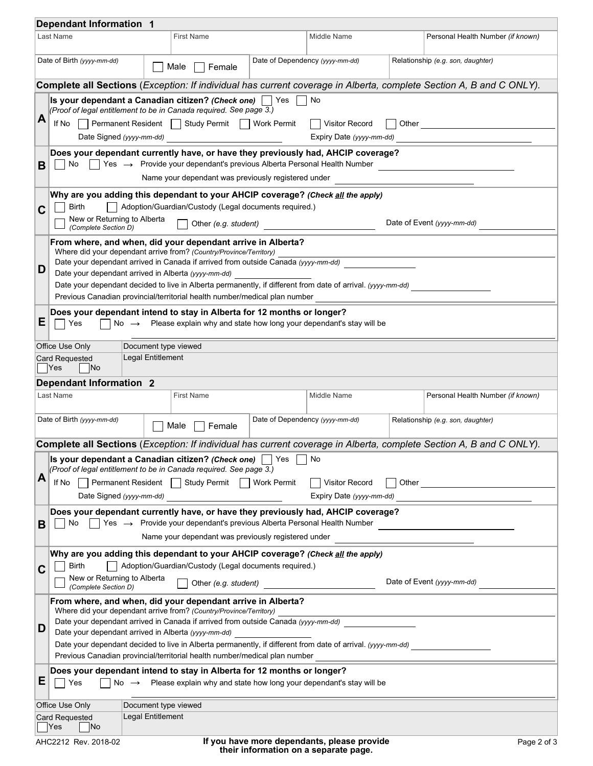## Dependant Information 1

| Last Name | First Name | Middle Name | Personal Health Number *(if known)* |
|---|---|---|---|
| | | | |

| Date of Birth *(yyyy-mm-dd)* | ☐ Male ☐ Female | Date of Dependency *(yyyy-mm-dd)* | Relationship *(e.g. son, daughter)* |
|---|---|---|---|
| | | | |

**Complete all Sections** *(Exception: If individual has current coverage in Alberta, complete Section A, B and C ONLY).*

**A**

**Is your dependant a Canadian citizen? *(Check one)*** ☐ Yes ☐ No

*(Proof of legal entitlement to be in Canada required. See page 3.)*

If No ☐ Permanent Resident ☐ Study Permit ☐ Work Permit ☐ Visitor Record ☐ Other ____________

Date Signed *(yyyy-mm-dd)* ____________ Expiry Date *(yyyy-mm-dd)* ____________

**B**

**Does your dependant currently have, or have they previously had, AHCIP coverage?**

☐ No ☐ Yes → Provide your dependant's previous Alberta Personal Health Number ____________

Name your dependant was previously registered under ____________

**C**

**Why are you adding this dependant to your AHCIP coverage? *(Check all the apply)***

☐ Birth ☐ Adoption/Guardian/Custody (Legal documents required.)

☐ New or Returning to Alberta *(Complete Section D)* ☐ Other *(e.g. student)* ____________ Date of Event *(yyyy-mm-dd)* ____________

**D**

**From where, and when, did your dependant arrive in Alberta?**

Where did your dependant arrive from? *(Country/Province/Territory)* ____________

Date your dependant arrived in Canada if arrived from outside Canada *(yyyy-mm-dd)* ____________

Date your dependant arrived in Alberta *(yyyy-mm-dd)* ____________

Date your dependant decided to live in Alberta permanently, if different from date of arrival. *(yyyy-mm-dd)* ____________

Previous Canadian provincial/territorial health number/medical plan number ____________

**E**

**Does your dependant intend to stay in Alberta for 12 months or longer?**

☐ Yes ☐ No → Please explain why and state how long your dependant's stay will be

____________

| Office Use Only | Document type viewed |
|---|---|
| Card Requested ☐ Yes ☐ No | Legal Entitlement |

## Dependant Information 2

| Last Name | First Name | Middle Name | Personal Health Number *(if known)* |
|---|---|---|---|
| | | | |

| Date of Birth *(yyyy-mm-dd)* | ☐ Male ☐ Female | Date of Dependency *(yyyy-mm-dd)* | Relationship *(e.g. son, daughter)* |
|---|---|---|---|
| | | | |

**Complete all Sections** *(Exception: If individual has current coverage in Alberta, complete Section A, B and C ONLY).*

**A**

**Is your dependant a Canadian citizen? *(Check one)*** ☐ Yes ☐ No

*(Proof of legal entitlement to be in Canada required. See page 3.)*

If No ☐ Permanent Resident ☐ Study Permit ☐ Work Permit ☐ Visitor Record ☐ Other ____________

Date Signed *(yyyy-mm-dd)* ____________ Expiry Date *(yyyy-mm-dd)* ____________

**B**

**Does your dependant currently have, or have they previously had, AHCIP coverage?**

☐ No ☐ Yes → Provide your dependant's previous Alberta Personal Health Number ____________

Name your dependant was previously registered under ____________

**C**

**Why are you adding this dependant to your AHCIP coverage? *(Check all the apply)***

☐ Birth ☐ Adoption/Guardian/Custody (Legal documents required.)

☐ New or Returning to Alberta *(Complete Section D)* ☐ Other *(e.g. student)* ____________ Date of Event *(yyyy-mm-dd)* ____________

**D**

**From where, and when, did your dependant arrive in Alberta?**

Where did your dependant arrive from? *(Country/Province/Territory)* ____________

Date your dependant arrived in Canada if arrived from outside Canada *(yyyy-mm-dd)* ____________

Date your dependant arrived in Alberta *(yyyy-mm-dd)* ____________

Date your dependant decided to live in Alberta permanently, if different from date of arrival. *(yyyy-mm-dd)* ____________

Previous Canadian provincial/territorial health number/medical plan number ____________

**E**

**Does your dependant intend to stay in Alberta for 12 months or longer?**

☐ Yes ☐ No → Please explain why and state how long your dependant's stay will be

____________

| Office Use Only | Document type viewed |
|---|---|
| Card Requested ☐ Yes ☐ No | Legal Entitlement |

AHC2212 Rev. 2018-02

**If you have more dependants, please provide their information on a separate page.**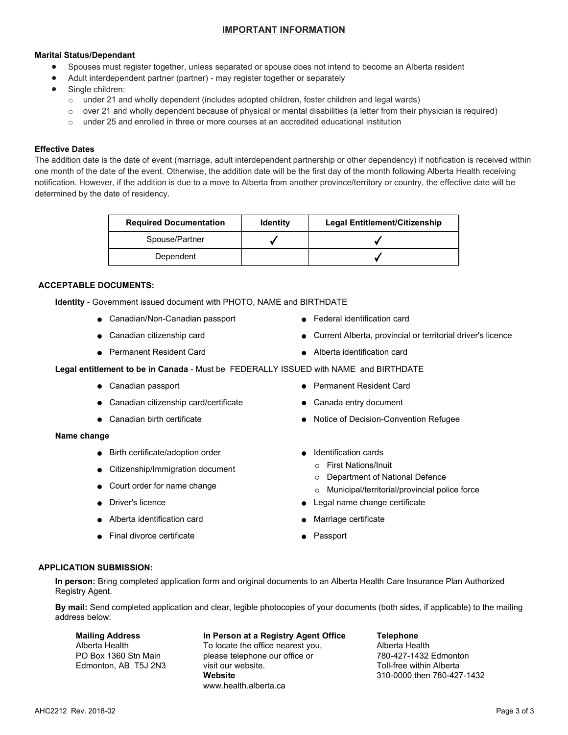# IMPORTANT INFORMATION

**Marital Status/Dependant**

- Spouses must register together, unless separated or spouse does not intend to become an Alberta resident
- Adult interdependent partner (partner) - may register together or separately
- Single children:
  - under 21 and wholly dependent (includes adopted children, foster children and legal wards)
  - over 21 and wholly dependent because of physical or mental disabilities (a letter from their physician is required)
  - under 25 and enrolled in three or more courses at an accredited educational institution

**Effective Dates**

The addition date is the date of event (marriage, adult interdependent partnership or other dependency) if notification is received within one month of the date of the event. Otherwise, the addition date will be the first day of the month following Alberta Health receiving notification. However, if the addition is due to a move to Alberta from another province/territory or country, the effective date will be determined by the date of residency.

| Required Documentation | Identity | Legal Entitlement/Citizenship |
|---|---|---|
| Spouse/Partner | ✓ | ✓ |
| Dependent | | ✓ |

**ACCEPTABLE DOCUMENTS:**

**Identity** - Government issued document with PHOTO, NAME and BIRTHDATE

- Canadian/Non-Canadian passport
- Canadian citizenship card
- Permanent Resident Card
- Federal identification card
- Current Alberta, provincial or territorial driver's licence
- Alberta identification card

**Legal entitlement to be in Canada** - Must be FEDERALLY ISSUED with NAME and BIRTHDATE

- Canadian passport
- Canadian citizenship card/certificate
- Canadian birth certificate
- Permanent Resident Card
- Canada entry document
- Notice of Decision-Convention Refugee

**Name change**

- Birth certificate/adoption order
- Citizenship/Immigration document
- Court order for name change
- Driver's licence
- Alberta identification card
- Final divorce certificate
- Identification cards
  - First Nations/Inuit
  - Department of National Defence
  - Municipal/territorial/provincial police force
- Legal name change certificate
- Marriage certificate
- Passport

**APPLICATION SUBMISSION:**

**In person:** Bring completed application form and original documents to an Alberta Health Care Insurance Plan Authorized Registry Agent.

**By mail:** Send completed application and clear, legible photocopies of your documents (both sides, if applicable) to the mailing address below:

**Mailing Address**
Alberta Health
PO Box 1360 Stn Main
Edmonton, AB T5J 2N3

**In Person at a Registry Agent Office**
To locate the office nearest you, please telephone our office or visit our website.
**Website**
www.health.alberta.ca

**Telephone**
Alberta Health
780-427-1432 Edmonton
Toll-free within Alberta
310-0000 then 780-427-1432

AHC2212 Rev. 2018-02